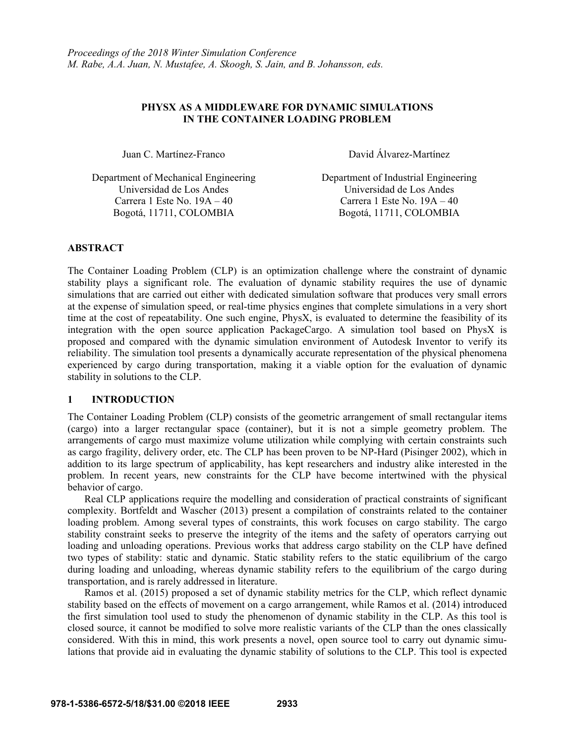*Proceedings of the 2018 Winter Simulation Conference*
*M. Rabe, A.A. Juan, N. Mustafee, A. Skoogh, S. Jain, and B. Johansson, eds.*

# PHYSX AS A MIDDLEWARE FOR DYNAMIC SIMULATIONS IN THE CONTAINER LOADING PROBLEM

Juan C. Martínez-Franco

Department of Mechanical Engineering
Universidad de Los Andes
Carrera 1 Este No. 19A – 40
Bogotá, 11711, COLOMBIA

David Álvarez-Martínez

Department of Industrial Engineering
Universidad de Los Andes
Carrera 1 Este No. 19A – 40
Bogotá, 11711, COLOMBIA

## ABSTRACT

The Container Loading Problem (CLP) is an optimization challenge where the constraint of dynamic stability plays a significant role. The evaluation of dynamic stability requires the use of dynamic simulations that are carried out either with dedicated simulation software that produces very small errors at the expense of simulation speed, or real-time physics engines that complete simulations in a very short time at the cost of repeatability. One such engine, PhysX, is evaluated to determine the feasibility of its integration with the open source application PackageCargo. A simulation tool based on PhysX is proposed and compared with the dynamic simulation environment of Autodesk Inventor to verify its reliability. The simulation tool presents a dynamically accurate representation of the physical phenomena experienced by cargo during transportation, making it a viable option for the evaluation of dynamic stability in solutions to the CLP.

## 1 INTRODUCTION

The Container Loading Problem (CLP) consists of the geometric arrangement of small rectangular items (cargo) into a larger rectangular space (container), but it is not a simple geometry problem. The arrangements of cargo must maximize volume utilization while complying with certain constraints such as cargo fragility, delivery order, etc. The CLP has been proven to be NP-Hard (Pisinger 2002), which in addition to its large spectrum of applicability, has kept researchers and industry alike interested in the problem. In recent years, new constraints for the CLP have become intertwined with the physical behavior of cargo.

Real CLP applications require the modelling and consideration of practical constraints of significant complexity. Bortfeldt and Wascher (2013) present a compilation of constraints related to the container loading problem. Among several types of constraints, this work focuses on cargo stability. The cargo stability constraint seeks to preserve the integrity of the items and the safety of operators carrying out loading and unloading operations. Previous works that address cargo stability on the CLP have defined two types of stability: static and dynamic. Static stability refers to the static equilibrium of the cargo during loading and unloading, whereas dynamic stability refers to the equilibrium of the cargo during transportation, and is rarely addressed in literature.

Ramos et al. (2015) proposed a set of dynamic stability metrics for the CLP, which reflect dynamic stability based on the effects of movement on a cargo arrangement, while Ramos et al. (2014) introduced the first simulation tool used to study the phenomenon of dynamic stability in the CLP. As this tool is closed source, it cannot be modified to solve more realistic variants of the CLP than the ones classically considered. With this in mind, this work presents a novel, open source tool to carry out dynamic simulations that provide aid in evaluating the dynamic stability of solutions to the CLP. This tool is expected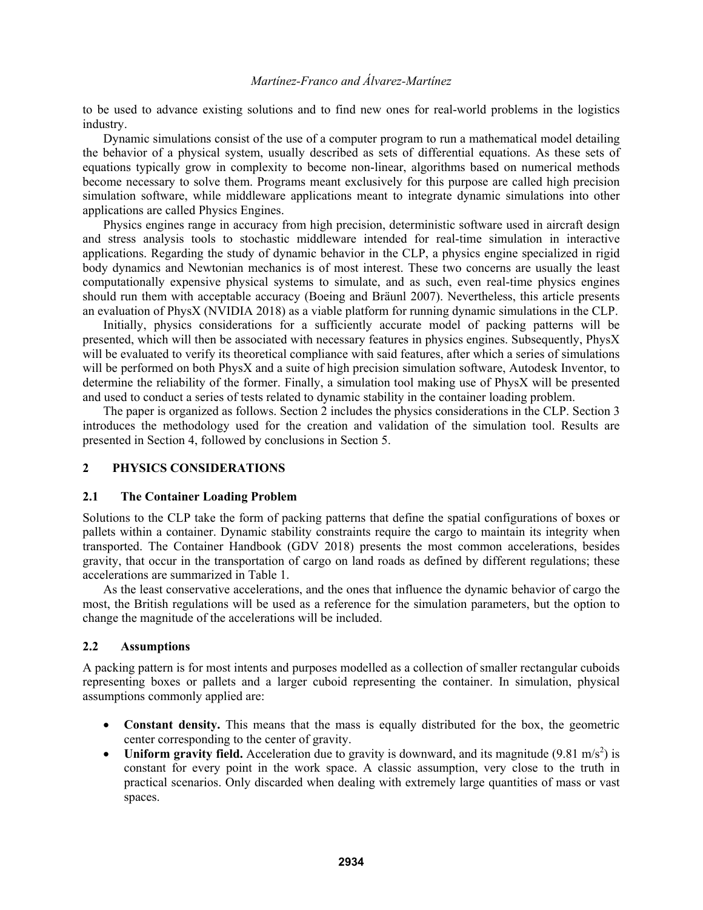to be used to advance existing solutions and to find new ones for real-world problems in the logistics industry.

Dynamic simulations consist of the use of a computer program to run a mathematical model detailing the behavior of a physical system, usually described as sets of differential equations. As these sets of equations typically grow in complexity to become non-linear, algorithms based on numerical methods become necessary to solve them. Programs meant exclusively for this purpose are called high precision simulation software, while middleware applications meant to integrate dynamic simulations into other applications are called Physics Engines.

Physics engines range in accuracy from high precision, deterministic software used in aircraft design and stress analysis tools to stochastic middleware intended for real-time simulation in interactive applications. Regarding the study of dynamic behavior in the CLP, a physics engine specialized in rigid body dynamics and Newtonian mechanics is of most interest. These two concerns are usually the least computationally expensive physical systems to simulate, and as such, even real-time physics engines should run them with acceptable accuracy (Boeing and Bräunl 2007). Nevertheless, this article presents an evaluation of PhysX (NVIDIA 2018) as a viable platform for running dynamic simulations in the CLP.

Initially, physics considerations for a sufficiently accurate model of packing patterns will be presented, which will then be associated with necessary features in physics engines. Subsequently, PhysX will be evaluated to verify its theoretical compliance with said features, after which a series of simulations will be performed on both PhysX and a suite of high precision simulation software, Autodesk Inventor, to determine the reliability of the former. Finally, a simulation tool making use of PhysX will be presented and used to conduct a series of tests related to dynamic stability in the container loading problem.

The paper is organized as follows. Section 2 includes the physics considerations in the CLP. Section 3 introduces the methodology used for the creation and validation of the simulation tool. Results are presented in Section 4, followed by conclusions in Section 5.

## 2 PHYSICS CONSIDERATIONS

### 2.1 The Container Loading Problem

Solutions to the CLP take the form of packing patterns that define the spatial configurations of boxes or pallets within a container. Dynamic stability constraints require the cargo to maintain its integrity when transported. The Container Handbook (GDV 2018) presents the most common accelerations, besides gravity, that occur in the transportation of cargo on land roads as defined by different regulations; these accelerations are summarized in Table 1.

As the least conservative accelerations, and the ones that influence the dynamic behavior of cargo the most, the British regulations will be used as a reference for the simulation parameters, but the option to change the magnitude of the accelerations will be included.

### 2.2 Assumptions

A packing pattern is for most intents and purposes modelled as a collection of smaller rectangular cuboids representing boxes or pallets and a larger cuboid representing the container. In simulation, physical assumptions commonly applied are:

- **Constant density.** This means that the mass is equally distributed for the box, the geometric center corresponding to the center of gravity.
- **Uniform gravity field.** Acceleration due to gravity is downward, and its magnitude ($9.81\ m/s^2$) is constant for every point in the work space. A classic assumption, very close to the truth in practical scenarios. Only discarded when dealing with extremely large quantities of mass or vast spaces.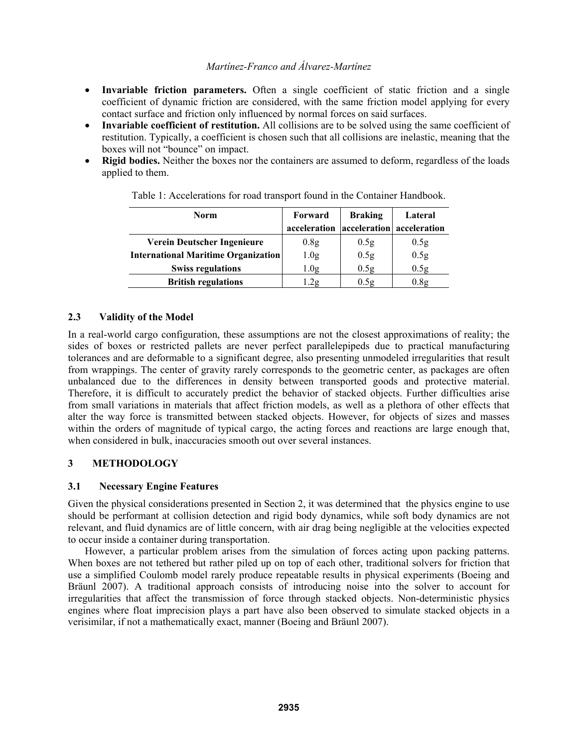- **Invariable friction parameters.** Often a single coefficient of static friction and a single coefficient of dynamic friction are considered, with the same friction model applying for every contact surface and friction only influenced by normal forces on said surfaces.
- **Invariable coefficient of restitution.** All collisions are to be solved using the same coefficient of restitution. Typically, a coefficient is chosen such that all collisions are inelastic, meaning that the boxes will not "bounce" on impact.
- **Rigid bodies.** Neither the boxes nor the containers are assumed to deform, regardless of the loads applied to them.

Table 1: Accelerations for road transport found in the Container Handbook.

| Norm | Forward acceleration | Braking acceleration | Lateral acceleration |
|---|---|---|---|
| Verein Deutscher Ingenieure | 0.8g | 0.5g | 0.5g |
| International Maritime Organization | 1.0g | 0.5g | 0.5g |
| Swiss regulations | 1.0g | 0.5g | 0.5g |
| British regulations | 1.2g | 0.5g | 0.8g |

### 2.3 Validity of the Model

In a real-world cargo configuration, these assumptions are not the closest approximations of reality; the sides of boxes or restricted pallets are never perfect parallelepipeds due to practical manufacturing tolerances and are deformable to a significant degree, also presenting unmodeled irregularities that result from wrappings. The center of gravity rarely corresponds to the geometric center, as packages are often unbalanced due to the differences in density between transported goods and protective material. Therefore, it is difficult to accurately predict the behavior of stacked objects. Further difficulties arise from small variations in materials that affect friction models, as well as a plethora of other effects that alter the way force is transmitted between stacked objects. However, for objects of sizes and masses within the orders of magnitude of typical cargo, the acting forces and reactions are large enough that, when considered in bulk, inaccuracies smooth out over several instances.

## 3 METHODOLOGY

### 3.1 Necessary Engine Features

Given the physical considerations presented in Section 2, it was determined that the physics engine to use should be performant at collision detection and rigid body dynamics, while soft body dynamics are not relevant, and fluid dynamics are of little concern, with air drag being negligible at the velocities expected to occur inside a container during transportation.

However, a particular problem arises from the simulation of forces acting upon packing patterns. When boxes are not tethered but rather piled up on top of each other, traditional solvers for friction that use a simplified Coulomb model rarely produce repeatable results in physical experiments (Boeing and Bräunl 2007). A traditional approach consists of introducing noise into the solver to account for irregularities that affect the transmission of force through stacked objects. Non-deterministic physics engines where float imprecision plays a part have also been observed to simulate stacked objects in a verisimilar, if not a mathematically exact, manner (Boeing and Bräunl 2007).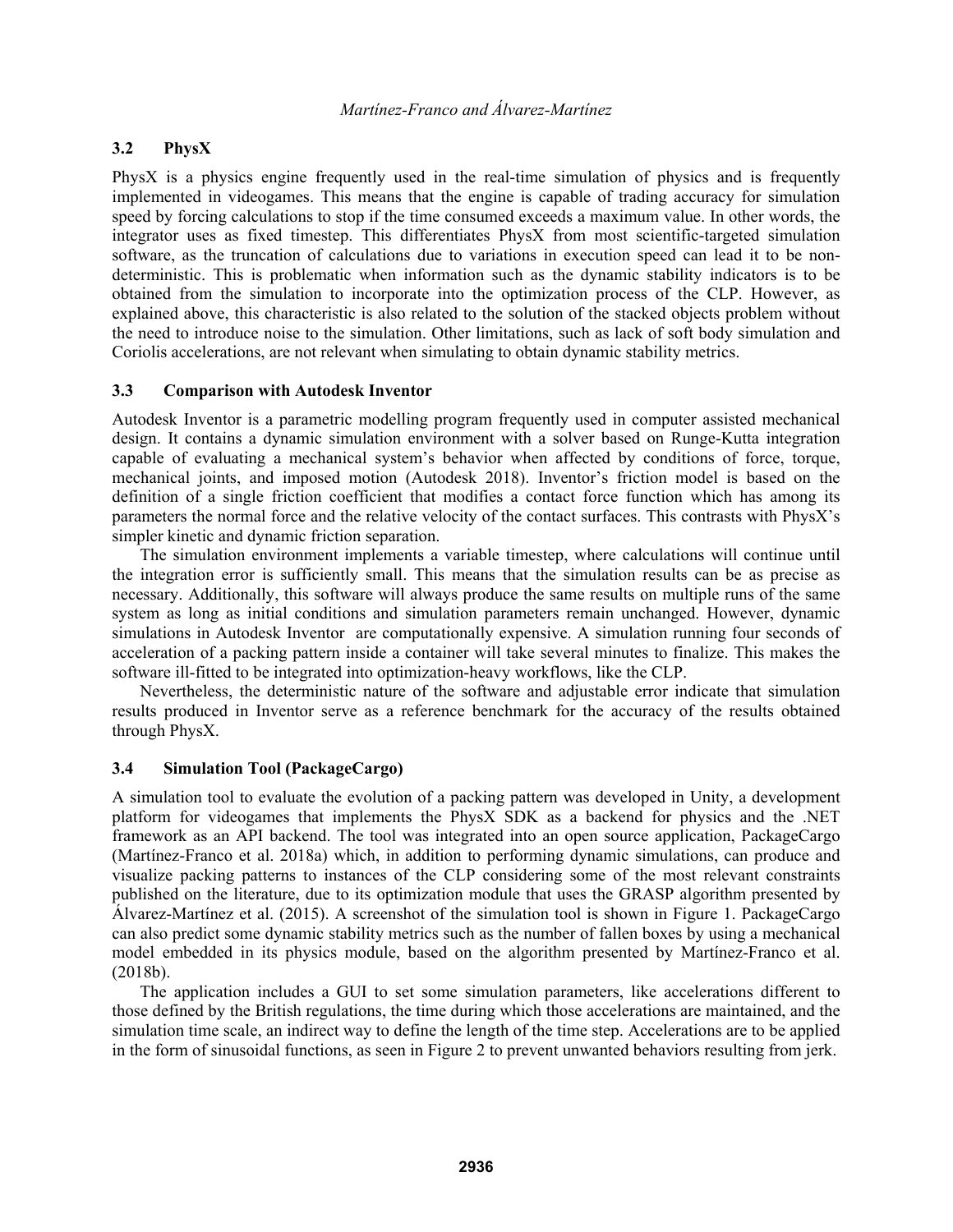### 3.2 PhysX

PhysX is a physics engine frequently used in the real-time simulation of physics and is frequently implemented in videogames. This means that the engine is capable of trading accuracy for simulation speed by forcing calculations to stop if the time consumed exceeds a maximum value. In other words, the integrator uses as fixed timestep. This differentiates PhysX from most scientific-targeted simulation software, as the truncation of calculations due to variations in execution speed can lead it to be non-deterministic. This is problematic when information such as the dynamic stability indicators is to be obtained from the simulation to incorporate into the optimization process of the CLP. However, as explained above, this characteristic is also related to the solution of the stacked objects problem without the need to introduce noise to the simulation. Other limitations, such as lack of soft body simulation and Coriolis accelerations, are not relevant when simulating to obtain dynamic stability metrics.

### 3.3 Comparison with Autodesk Inventor

Autodesk Inventor is a parametric modelling program frequently used in computer assisted mechanical design. It contains a dynamic simulation environment with a solver based on Runge-Kutta integration capable of evaluating a mechanical system's behavior when affected by conditions of force, torque, mechanical joints, and imposed motion (Autodesk 2018). Inventor's friction model is based on the definition of a single friction coefficient that modifies a contact force function which has among its parameters the normal force and the relative velocity of the contact surfaces. This contrasts with PhysX's simpler kinetic and dynamic friction separation.

The simulation environment implements a variable timestep, where calculations will continue until the integration error is sufficiently small. This means that the simulation results can be as precise as necessary. Additionally, this software will always produce the same results on multiple runs of the same system as long as initial conditions and simulation parameters remain unchanged. However, dynamic simulations in Autodesk Inventor are computationally expensive. A simulation running four seconds of acceleration of a packing pattern inside a container will take several minutes to finalize. This makes the software ill-fitted to be integrated into optimization-heavy workflows, like the CLP.

Nevertheless, the deterministic nature of the software and adjustable error indicate that simulation results produced in Inventor serve as a reference benchmark for the accuracy of the results obtained through PhysX.

### 3.4 Simulation Tool (PackageCargo)

A simulation tool to evaluate the evolution of a packing pattern was developed in Unity, a development platform for videogames that implements the PhysX SDK as a backend for physics and the .NET framework as an API backend. The tool was integrated into an open source application, PackageCargo (Martínez-Franco et al. 2018a) which, in addition to performing dynamic simulations, can produce and visualize packing patterns to instances of the CLP considering some of the most relevant constraints published on the literature, due to its optimization module that uses the GRASP algorithm presented by Álvarez-Martínez et al. (2015). A screenshot of the simulation tool is shown in Figure 1. PackageCargo can also predict some dynamic stability metrics such as the number of fallen boxes by using a mechanical model embedded in its physics module, based on the algorithm presented by Martínez-Franco et al. (2018b).

The application includes a GUI to set some simulation parameters, like accelerations different to those defined by the British regulations, the time during which those accelerations are maintained, and the simulation time scale, an indirect way to define the length of the time step. Accelerations are to be applied in the form of sinusoidal functions, as seen in Figure 2 to prevent unwanted behaviors resulting from jerk.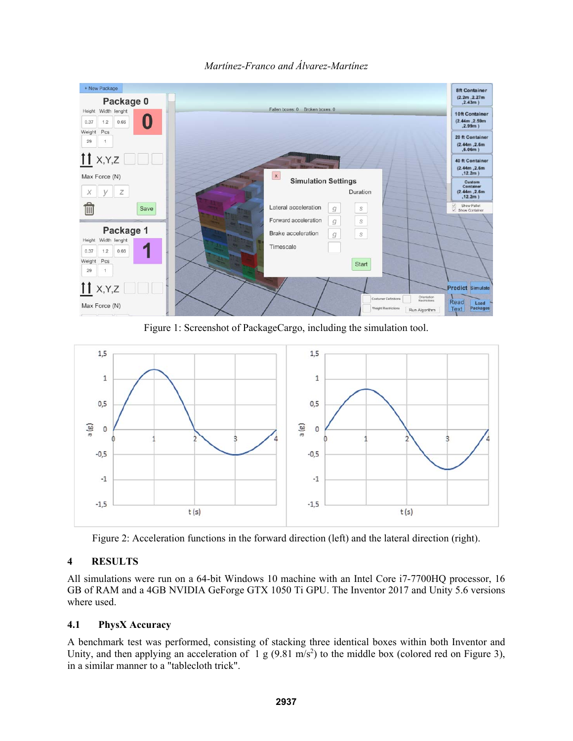Figure 1: Screenshot of PackageCargo, including the simulation tool.

Figure 2: Acceleration functions in the forward direction (left) and the lateral direction (right).

## 4 RESULTS

All simulations were run on a 64-bit Windows 10 machine with an Intel Core i7-7700HQ processor, 16 GB of RAM and a 4GB NVIDIA GeForge GTX 1050 Ti GPU. The Inventor 2017 and Unity 5.6 versions where used.

### 4.1 PhysX Accuracy

A benchmark test was performed, consisting of stacking three identical boxes within both Inventor and Unity, and then applying an acceleration of 1 g (9.81 m/s$^2$) to the middle box (colored red on Figure 3), in a similar manner to a "tablecloth trick".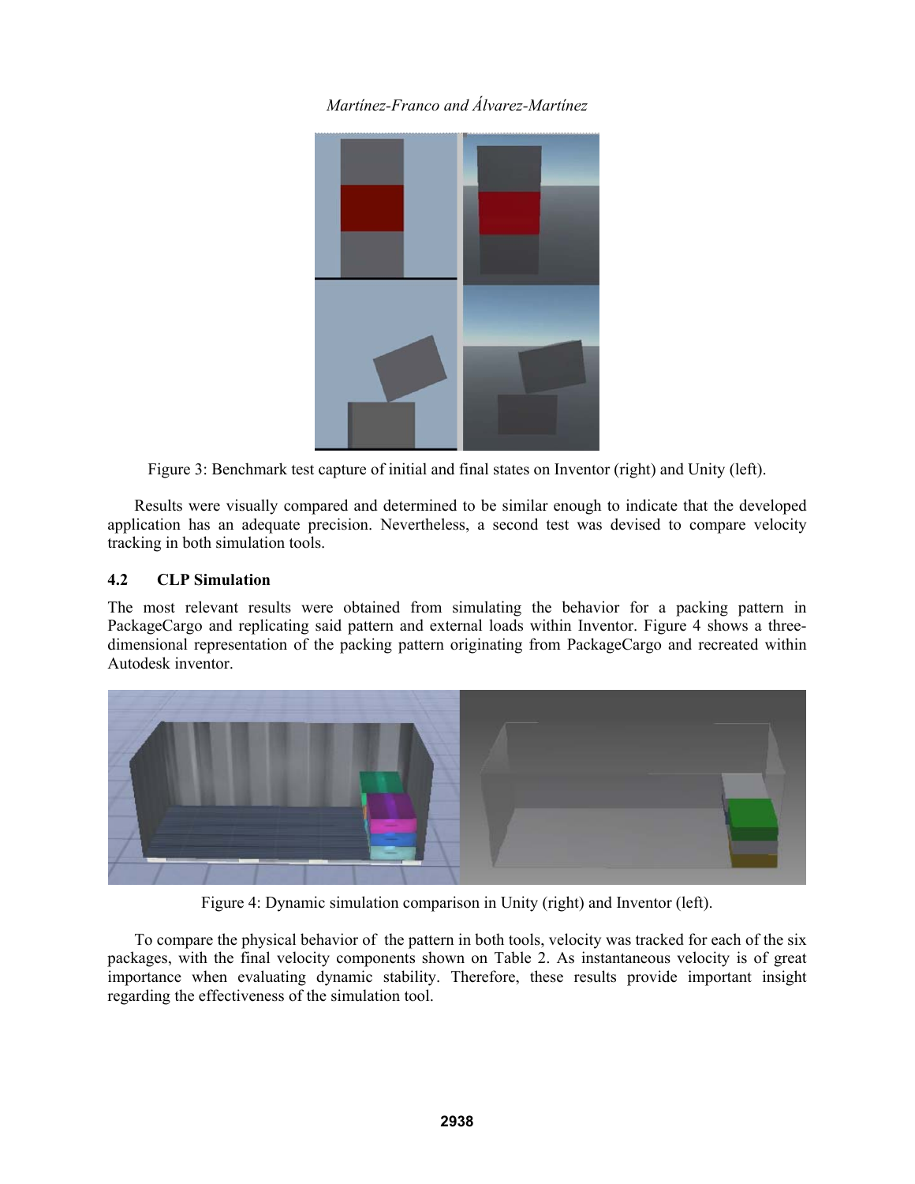Figure 3: Benchmark test capture of initial and final states on Inventor (right) and Unity (left).

Results were visually compared and determined to be similar enough to indicate that the developed application has an adequate precision. Nevertheless, a second test was devised to compare velocity tracking in both simulation tools.

### 4.2 CLP Simulation

The most relevant results were obtained from simulating the behavior for a packing pattern in PackageCargo and replicating said pattern and external loads within Inventor. Figure 4 shows a three-dimensional representation of the packing pattern originating from PackageCargo and recreated within Autodesk inventor.

Figure 4: Dynamic simulation comparison in Unity (right) and Inventor (left).

To compare the physical behavior of the pattern in both tools, velocity was tracked for each of the six packages, with the final velocity components shown on Table 2. As instantaneous velocity is of great importance when evaluating dynamic stability. Therefore, these results provide important insight regarding the effectiveness of the simulation tool.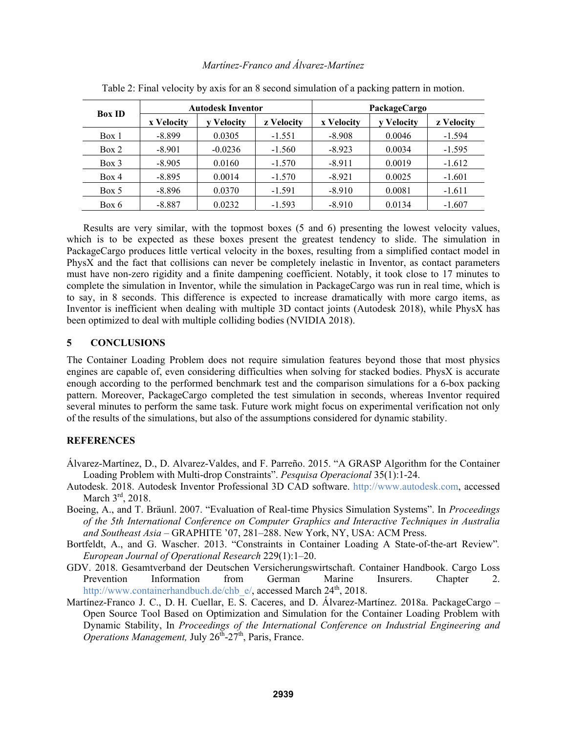Table 2: Final velocity by axis for an 8 second simulation of a packing pattern in motion.

| Box ID | Autodesk Inventor | | | PackageCargo | | |
|---|---|---|---|---|---|---|
| | x Velocity | y Velocity | z Velocity | x Velocity | y Velocity | z Velocity |
| Box 1 | -8.899 | 0.0305 | -1.551 | -8.908 | 0.0046 | -1.594 |
| Box 2 | -8.901 | -0.0236 | -1.560 | -8.923 | 0.0034 | -1.595 |
| Box 3 | -8.905 | 0.0160 | -1.570 | -8.911 | 0.0019 | -1.612 |
| Box 4 | -8.895 | 0.0014 | -1.570 | -8.921 | 0.0025 | -1.601 |
| Box 5 | -8.896 | 0.0370 | -1.591 | -8.910 | 0.0081 | -1.611 |
| Box 6 | -8.887 | 0.0232 | -1.593 | -8.910 | 0.0134 | -1.607 |

Results are very similar, with the topmost boxes (5 and 6) presenting the lowest velocity values, which is to be expected as these boxes present the greatest tendency to slide. The simulation in PackageCargo produces little vertical velocity in the boxes, resulting from a simplified contact model in PhysX and the fact that collisions can never be completely inelastic in Inventor, as contact parameters must have non-zero rigidity and a finite dampening coefficient. Notably, it took close to 17 minutes to complete the simulation in Inventor, while the simulation in PackageCargo was run in real time, which is to say, in 8 seconds. This difference is expected to increase dramatically with more cargo items, as Inventor is inefficient when dealing with multiple 3D contact joints (Autodesk 2018), while PhysX has been optimized to deal with multiple colliding bodies (NVIDIA 2018).

## 5 CONCLUSIONS

The Container Loading Problem does not require simulation features beyond those that most physics engines are capable of, even considering difficulties when solving for stacked bodies. PhysX is accurate enough according to the performed benchmark test and the comparison simulations for a 6-box packing pattern. Moreover, PackageCargo completed the test simulation in seconds, whereas Inventor required several minutes to perform the same task. Future work might focus on experimental verification not only of the results of the simulations, but also of the assumptions considered for dynamic stability.

## REFERENCES

Álvarez-Martínez, D., D. Alvarez-Valdes, and F. Parreño. 2015. "A GRASP Algorithm for the Container Loading Problem with Multi-drop Constraints". *Pesquisa Operacional* 35(1):1-24.

Autodesk. 2018. Autodesk Inventor Professional 3D CAD software. http://www.autodesk.com, accessed March 3rd, 2018.

Boeing, A., and T. Bräunl. 2007. "Evaluation of Real-time Physics Simulation Systems". In *Proceedings of the 5th International Conference on Computer Graphics and Interactive Techniques in Australia and Southeast Asia* – GRAPHITE '07, 281–288. New York, NY, USA: ACM Press.

Bortfeldt, A., and G. Wascher. 2013. "Constraints in Container Loading A State-of-the-art Review". *European Journal of Operational Research* 229(1):1–20.

GDV. 2018. Gesamtverband der Deutschen Versicherungswirtschaft. Container Handbook. Cargo Loss Prevention Information from German Marine Insurers. Chapter 2. http://www.containerhandbuch.de/chb_e/, accessed March 24th, 2018.

Martínez-Franco J. C., D. H. Cuellar, E. S. Caceres, and D. Álvarez-Martínez. 2018a. PackageCargo – Open Source Tool Based on Optimization and Simulation for the Container Loading Problem with Dynamic Stability, In *Proceedings of the International Conference on Industrial Engineering and Operations Management,* July 26th-27th, Paris, France.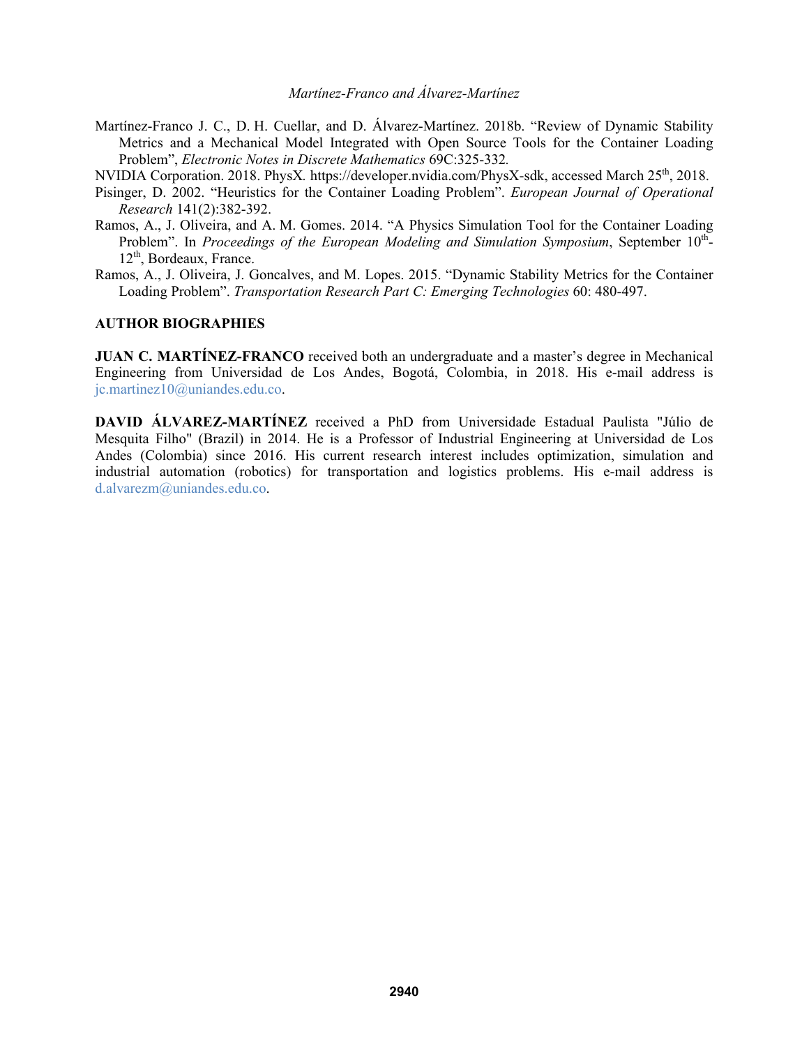Martínez-Franco J. C., D. H. Cuellar, and D. Álvarez-Martínez. 2018b. "Review of Dynamic Stability Metrics and a Mechanical Model Integrated with Open Source Tools for the Container Loading Problem", *Electronic Notes in Discrete Mathematics* 69C:325-332.

NVIDIA Corporation. 2018. PhysX. https://developer.nvidia.com/PhysX-sdk, accessed March 25th, 2018.

Pisinger, D. 2002. "Heuristics for the Container Loading Problem". *European Journal of Operational Research* 141(2):382-392.

Ramos, A., J. Oliveira, and A. M. Gomes. 2014. "A Physics Simulation Tool for the Container Loading Problem". In *Proceedings of the European Modeling and Simulation Symposium*, September 10th-12th, Bordeaux, France.

Ramos, A., J. Oliveira, J. Goncalves, and M. Lopes. 2015. "Dynamic Stability Metrics for the Container Loading Problem". *Transportation Research Part C: Emerging Technologies* 60: 480-497.

## AUTHOR BIOGRAPHIES

**JUAN C. MARTÍNEZ-FRANCO** received both an undergraduate and a master's degree in Mechanical Engineering from Universidad de Los Andes, Bogotá, Colombia, in 2018. His e-mail address is jc.martinez10@uniandes.edu.co.

**DAVID ÁLVAREZ-MARTÍNEZ** received a PhD from Universidade Estadual Paulista "Júlio de Mesquita Filho" (Brazil) in 2014. He is a Professor of Industrial Engineering at Universidad de Los Andes (Colombia) since 2016. His current research interest includes optimization, simulation and industrial automation (robotics) for transportation and logistics problems. His e-mail address is d.alvarezm@uniandes.edu.co.